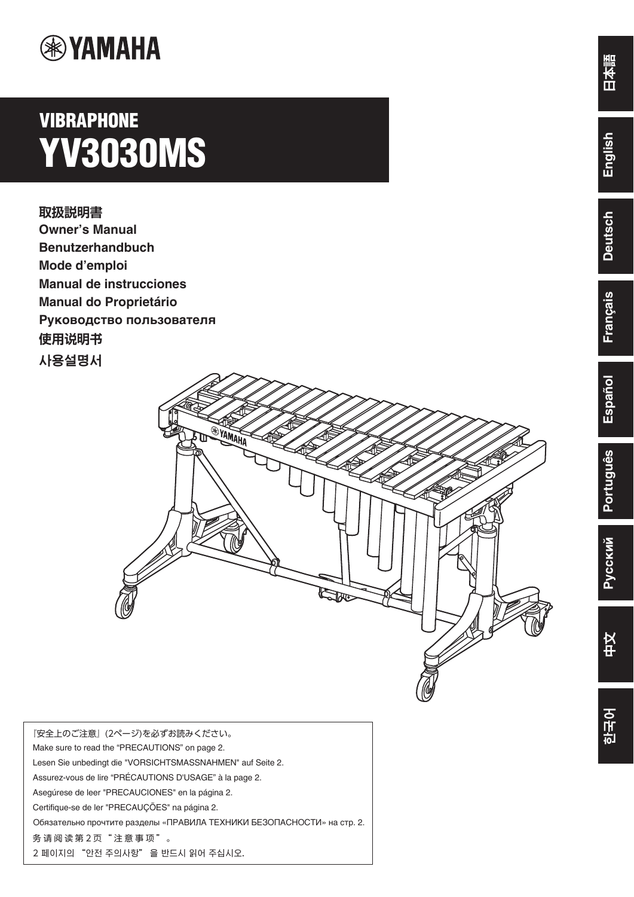YAMAHA

# VIBRAPHONE
# YV3030MS

**取扱説明書**
**Owner's Manual**
**Benutzerhandbuch**
**Mode d'emploi**
**Manual de instrucciones**
**Manual do Proprietário**
**Руководство пользователя**
**使用说明书**
**사용설명서**

『安全上のご注意』(2ページ)を必ずお読みください。
Make sure to read the "PRECAUTIONS" on page 2.
Lesen Sie unbedingt die "VORSICHTSMASSNAHMEN" auf Seite 2.
Assurez-vous de lire "PRÉCAUTIONS D'USAGE" à la page 2.
Asegúrese de leer "PRECAUCIONES" en la página 2.
Certifique-se de ler "PRECAUÇÕES" na página 2.
Обязательно прочтите разделы «ПРАВИЛА ТЕХНИКИ БЕЗОПАСНОСТИ» на стр. 2.
务请阅读第2页"注意事项"。
2 페이지의 "안전 주의사항" 을 반드시 읽어 주십시오.

日本語 | English | Deutsch | Français | Español | Português | Русский | 中文 | 한국어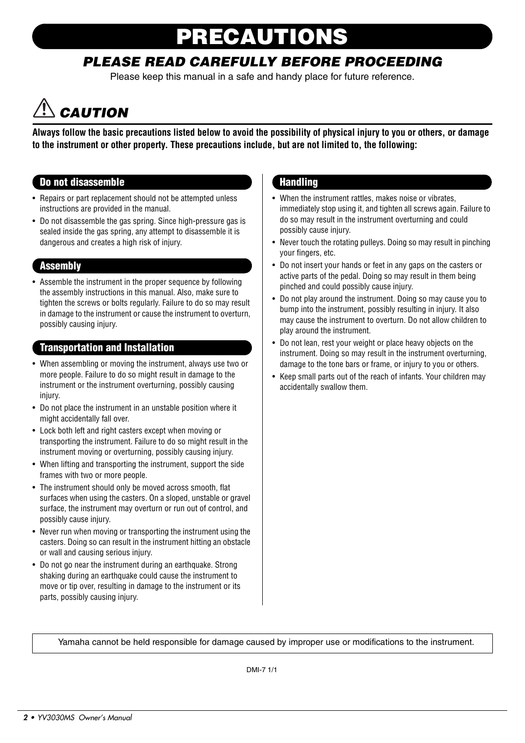# PRECAUTIONS

## *PLEASE READ CAREFULLY BEFORE PROCEEDING*

Please keep this manual in a safe and handy place for future reference.

## ⚠ *CAUTION*

**Always follow the basic precautions listed below to avoid the possibility of physical injury to you or others, or damage to the instrument or other property. These precautions include, but are not limited to, the following:**

### Do not disassemble

- Repairs or part replacement should not be attempted unless instructions are provided in the manual.
- Do not disassemble the gas spring. Since high-pressure gas is sealed inside the gas spring, any attempt to disassemble it is dangerous and creates a high risk of injury.

### Assembly

- Assemble the instrument in the proper sequence by following the assembly instructions in this manual. Also, make sure to tighten the screws or bolts regularly. Failure to do so may result in damage to the instrument or cause the instrument to overturn, possibly causing injury.

### Transportation and Installation

- When assembling or moving the instrument, always use two or more people. Failure to do so might result in damage to the instrument or the instrument overturning, possibly causing injury.
- Do not place the instrument in an unstable position where it might accidentally fall over.
- Lock both left and right casters except when moving or transporting the instrument. Failure to do so might result in the instrument moving or overturning, possibly causing injury.
- When lifting and transporting the instrument, support the side frames with two or more people.
- The instrument should only be moved across smooth, flat surfaces when using the casters. On a sloped, unstable or gravel surface, the instrument may overturn or run out of control, and possibly cause injury.
- Never run when moving or transporting the instrument using the casters. Doing so can result in the instrument hitting an obstacle or wall and causing serious injury.
- Do not go near the instrument during an earthquake. Strong shaking during an earthquake could cause the instrument to move or tip over, resulting in damage to the instrument or its parts, possibly causing injury.

### Handling

- When the instrument rattles, makes noise or vibrates, immediately stop using it, and tighten all screws again. Failure to do so may result in the instrument overturning and could possibly cause injury.
- Never touch the rotating pulleys. Doing so may result in pinching your fingers, etc.
- Do not insert your hands or feet in any gaps on the casters or active parts of the pedal. Doing so may result in them being pinched and could possibly cause injury.
- Do not play around the instrument. Doing so may cause you to bump into the instrument, possibly resulting in injury. It also may cause the instrument to overturn. Do not allow children to play around the instrument.
- Do not lean, rest your weight or place heavy objects on the instrument. Doing so may result in the instrument overturning, damage to the tone bars or frame, or injury to you or others.
- Keep small parts out of the reach of infants. Your children may accidentally swallow them.

Yamaha cannot be held responsible for damage caused by improper use or modifications to the instrument.

DMI-7 1/1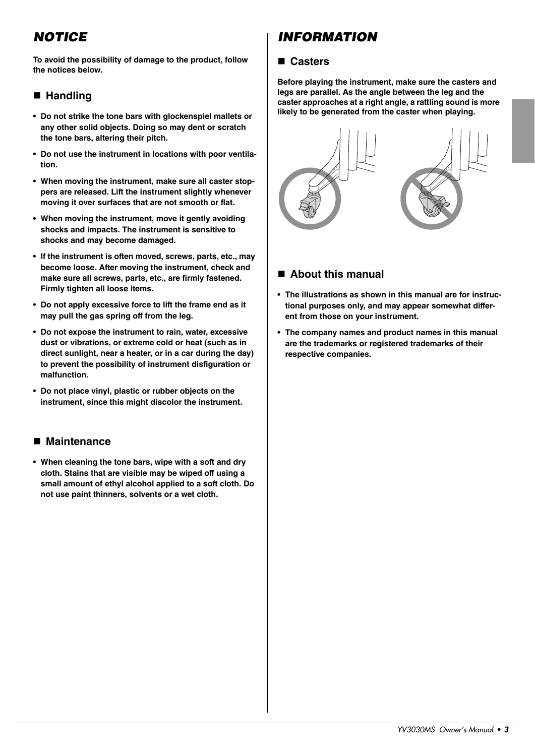# NOTICE

**To avoid the possibility of damage to the product, follow the notices below.**

## ■ Handling

- **Do not strike the tone bars with glockenspiel mallets or any other solid objects. Doing so may dent or scratch the tone bars, altering their pitch.**
- **Do not use the instrument in locations with poor ventilation.**
- **When moving the instrument, make sure all caster stoppers are released. Lift the instrument slightly whenever moving it over surfaces that are not smooth or flat.**
- **When moving the instrument, move it gently avoiding shocks and impacts. The instrument is sensitive to shocks and may become damaged.**
- **If the instrument is often moved, screws, parts, etc., may become loose. After moving the instrument, check and make sure all screws, parts, etc., are firmly fastened. Firmly tighten all loose items.**
- **Do not apply excessive force to lift the frame end as it may pull the gas spring off from the leg.**
- **Do not expose the instrument to rain, water, excessive dust or vibrations, or extreme cold or heat (such as in direct sunlight, near a heater, or in a car during the day) to prevent the possibility of instrument disfiguration or malfunction.**
- **Do not place vinyl, plastic or rubber objects on the instrument, since this might discolor the instrument.**

## ■ Maintenance

- **When cleaning the tone bars, wipe with a soft and dry cloth. Stains that are visible may be wiped off using a small amount of ethyl alcohol applied to a soft cloth. Do not use paint thinners, solvents or a wet cloth.**

# INFORMATION

## ■ Casters

**Before playing the instrument, make sure the casters and legs are parallel. As the angle between the leg and the caster approaches at a right angle, a rattling sound is more likely to be generated from the caster when playing.**

## ■ About this manual

- **The illustrations as shown in this manual are for instructional purposes only, and may appear somewhat different from those on your instrument.**
- **The company names and product names in this manual are the trademarks or registered trademarks of their respective companies.**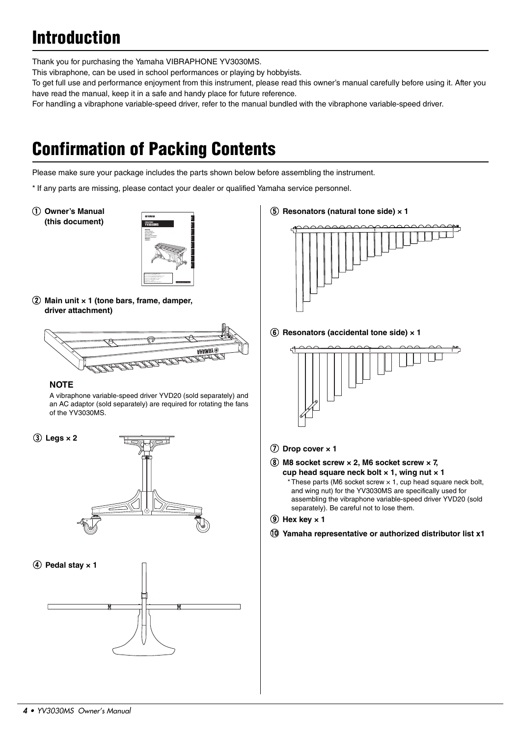# Introduction

Thank you for purchasing the Yamaha VIBRAPHONE YV3030MS.

This vibraphone, can be used in school performances or playing by hobbyists.

To get full use and performance enjoyment from this instrument, please read this owner's manual carefully before using it. After you have read the manual, keep it in a safe and handy place for future reference.

For handling a vibraphone variable-speed driver, refer to the manual bundled with the vibraphone variable-speed driver.

# Confirmation of Packing Contents

Please make sure your package includes the parts shown below before assembling the instrument.

\* If any parts are missing, please contact your dealer or qualified Yamaha service personnel.

① **Owner's Manual (this document)**

② **Main unit × 1 (tone bars, frame, damper, driver attachment)**

**NOTE**

A vibraphone variable-speed driver YVD20 (sold separately) and an AC adaptor (sold separately) are required for rotating the fans of the YV3030MS.

③ **Legs × 2**

④ **Pedal stay × 1**

⑤ **Resonators (natural tone side) × 1**

⑥ **Resonators (accidental tone side) × 1**

⑦ **Drop cover × 1**

⑧ **M8 socket screw × 2, M6 socket screw × 7, cup head square neck bolt × 1, wing nut × 1**

\* These parts (M6 socket screw × 1, cup head square neck bolt, and wing nut) for the YV3030MS are specifically used for assembling the vibraphone variable-speed driver YVD20 (sold separately). Be careful not to lose them.

⑨ **Hex key × 1**

⑩ **Yamaha representative or authorized distributor list x1**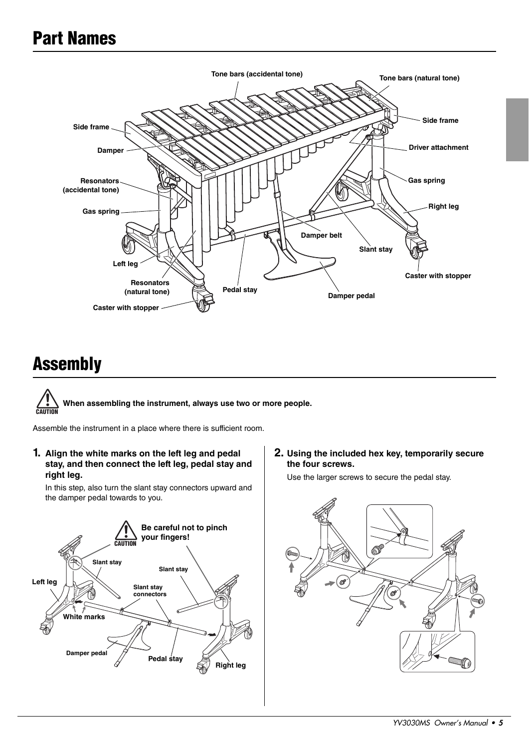# Part Names

# Assembly

**When assembling the instrument, always use two or more people.**

Assemble the instrument in a place where there is sufficient room.

**1. Align the white marks on the left leg and pedal stay, and then connect the left leg, pedal stay and right leg.**

In this step, also turn the slant stay connectors upward and the damper pedal towards to you.

**2. Using the included hex key, temporarily secure the four screws.**

Use the larger screws to secure the pedal stay.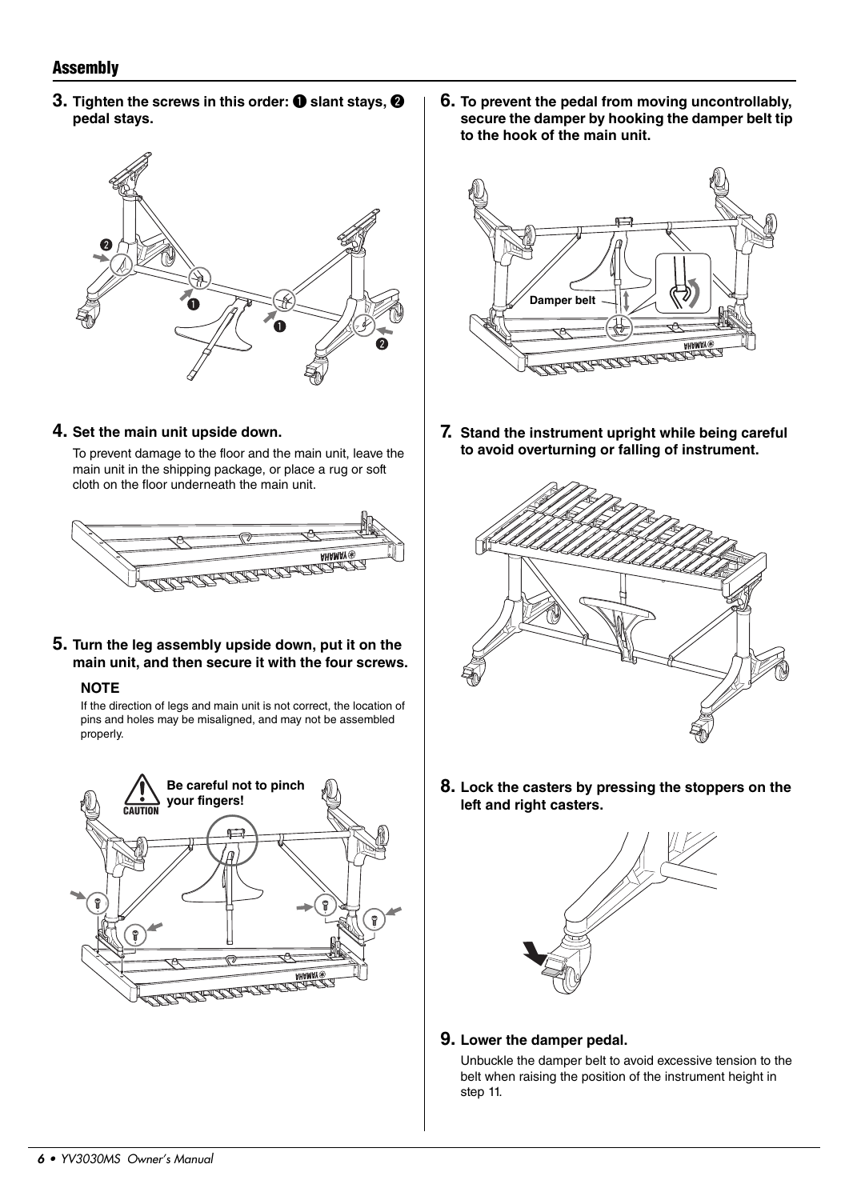## Assembly

**3. Tighten the screws in this order: ❶ slant stays, ❷ pedal stays.**

**4. Set the main unit upside down.**

To prevent damage to the floor and the main unit, leave the main unit in the shipping package, or place a rug or soft cloth on the floor underneath the main unit.

**5. Turn the leg assembly upside down, put it on the main unit, and then secure it with the four screws.**

**NOTE**

If the direction of legs and main unit is not correct, the location of pins and holes may be misaligned, and may not be assembled properly.

**CAUTION** Be careful not to pinch your fingers!

**6. To prevent the pedal from moving uncontrollably, secure the damper by hooking the damper belt tip to the hook of the main unit.**

Damper belt

**7. Stand the instrument upright while being careful to avoid overturning or falling of instrument.**

**8. Lock the casters by pressing the stoppers on the left and right casters.**

**9. Lower the damper pedal.**

Unbuckle the damper belt to avoid excessive tension to the belt when raising the position of the instrument height in step 11.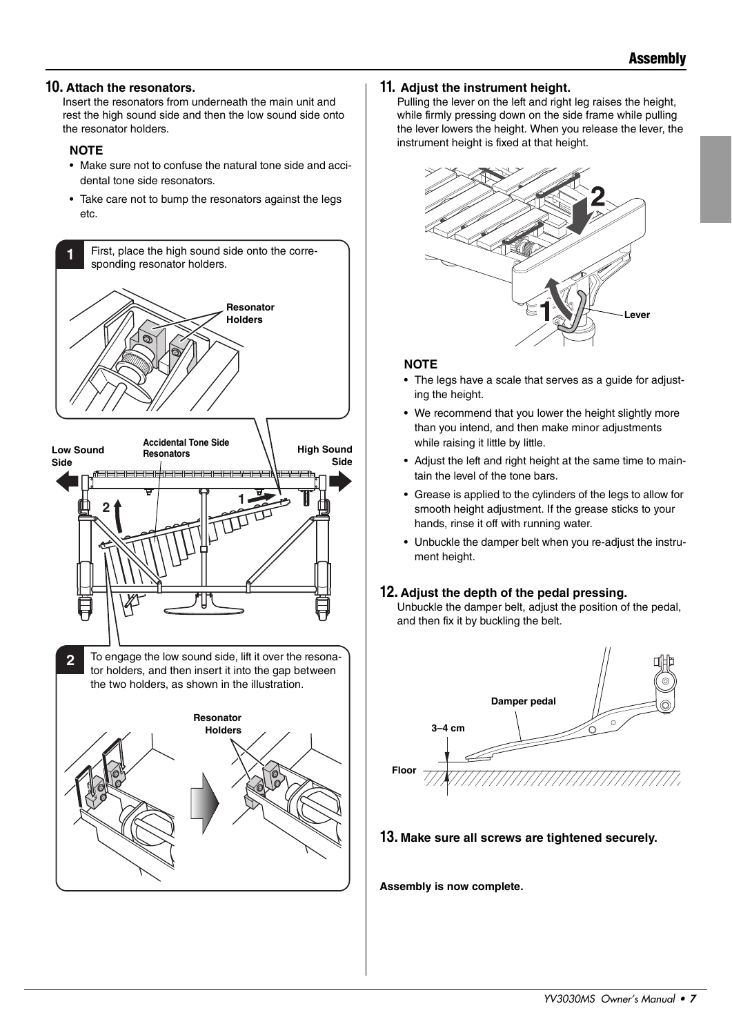### 10. Attach the resonators.

Insert the resonators from underneath the main unit and rest the high sound side and then the low sound side onto the resonator holders.

**NOTE**

- Make sure not to confuse the natural tone side and accidental tone side resonators.
- Take care not to bump the resonators against the legs etc.

**1** First, place the high sound side onto the corresponding resonator holders.

Resonator Holders

Low Sound Side

Accidental Tone Side Resonators

High Sound Side

**2** To engage the low sound side, lift it over the resonator holders, and then insert it into the gap between the two holders, as shown in the illustration.

Resonator Holders

### 11. Adjust the instrument height.

Pulling the lever on the left and right leg raises the height, while firmly pressing down on the side frame while pulling the lever lowers the height. When you release the lever, the instrument height is fixed at that height.

Lever

**NOTE**

- The legs have a scale that serves as a guide for adjusting the height.
- We recommend that you lower the height slightly more than you intend, and then make minor adjustments while raising it little by little.
- Adjust the left and right height at the same time to maintain the level of the tone bars.
- Grease is applied to the cylinders of the legs to allow for smooth height adjustment. If the grease sticks to your hands, rinse it off with running water.
- Unbuckle the damper belt when you re-adjust the instrument height.

### 12. Adjust the depth of the pedal pressing.

Unbuckle the damper belt, adjust the position of the pedal, and then fix it by buckling the belt.

Damper pedal

3–4 cm

Floor

### 13. Make sure all screws are tightened securely.

**Assembly is now complete.**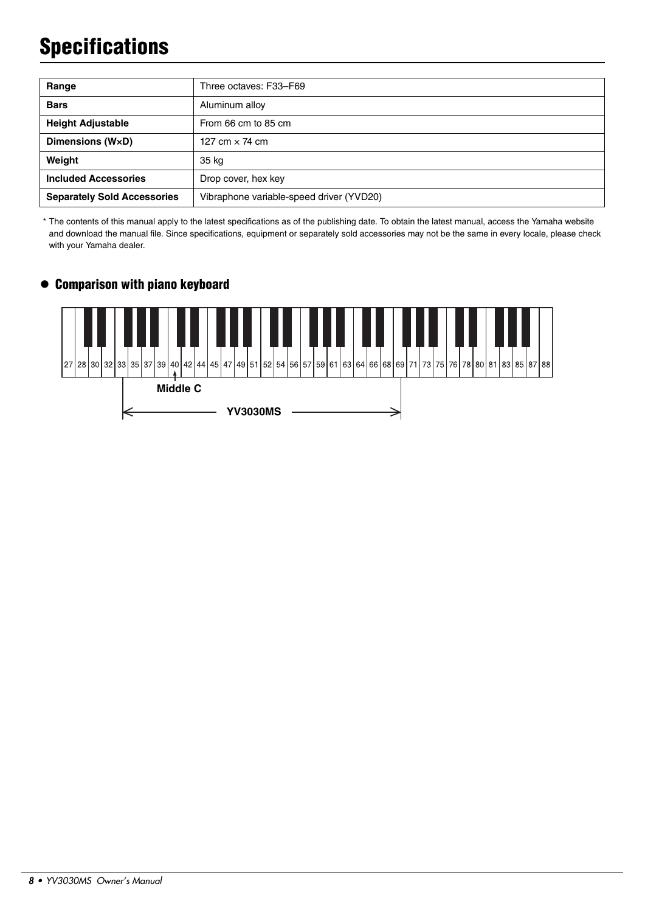# Specifications

| Range | Three octaves: F33–F69 |
|---|---|
| **Bars** | Aluminum alloy |
| **Height Adjustable** | From 66 cm to 85 cm |
| **Dimensions (W×D)** | 127 cm × 74 cm |
| **Weight** | 35 kg |
| **Included Accessories** | Drop cover, hex key |
| **Separately Sold Accessories** | Vibraphone variable-speed driver (YVD20) |

\* The contents of this manual apply to the latest specifications as of the publishing date. To obtain the latest manual, access the Yamaha website and download the manual file. Since specifications, equipment or separately sold accessories may not be the same in every locale, please check with your Yamaha dealer.

## ● Comparison with piano keyboard

27 28 30 32 33 35 37 39 40 42 44 45 47 49 51 52 54 56 57 59 61 63 64 66 68 69 71 73 75 76 78 80 81 83 85 87 88

Middle C

YV3030MS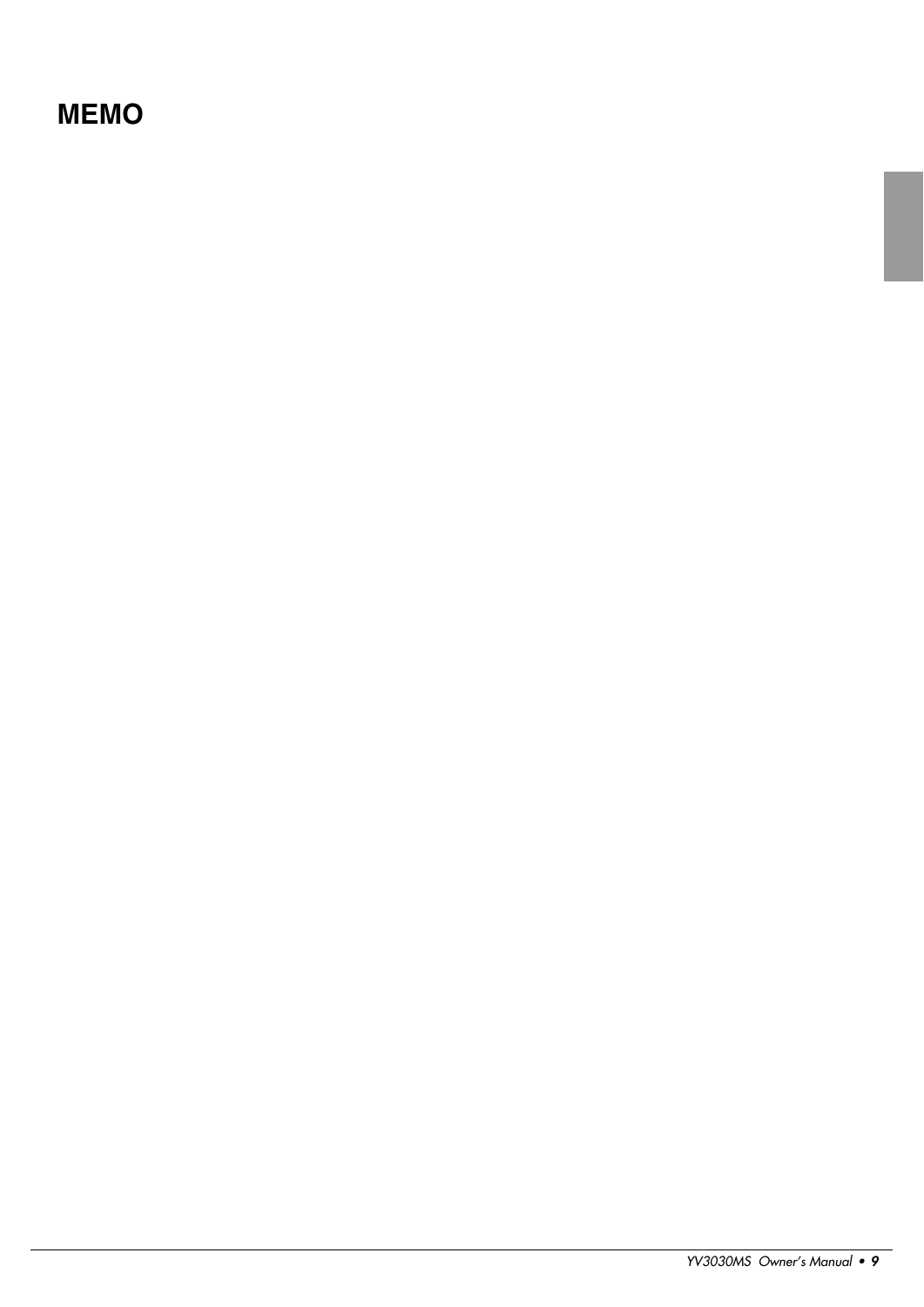# MEMO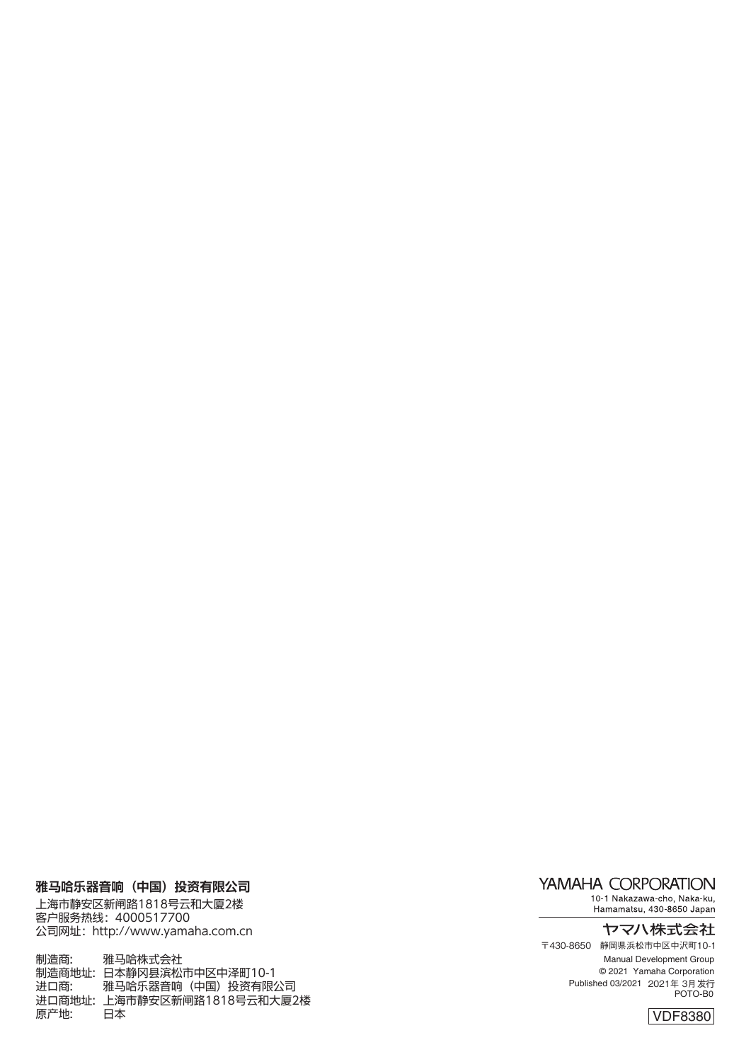**雅马哈乐器音响（中国）投资有限公司**

上海市静安区新闸路1818号云和大厦2楼
客户服务热线：4000517700
公司网址：http://www.yamaha.com.cn

制造商:　　雅马哈株式会社
制造商地址:　日本静冈县滨松市中区中泽町10-1
进口商:　　雅马哈乐器音响（中国）投资有限公司
进口商地址:　上海市静安区新闸路1818号云和大厦2楼
原产地:　　日本

YAMAHA CORPORATION
10-1 Nakazawa-cho, Naka-ku,
Hamamatsu, 430-8650 Japan

ヤマハ株式会社
〒430-8650　静岡県浜松市中区中沢町10-1

Manual Development Group
© 2021 Yamaha Corporation
Published 03/2021　2021年 3月 发行
POTO-B0

VDF8380